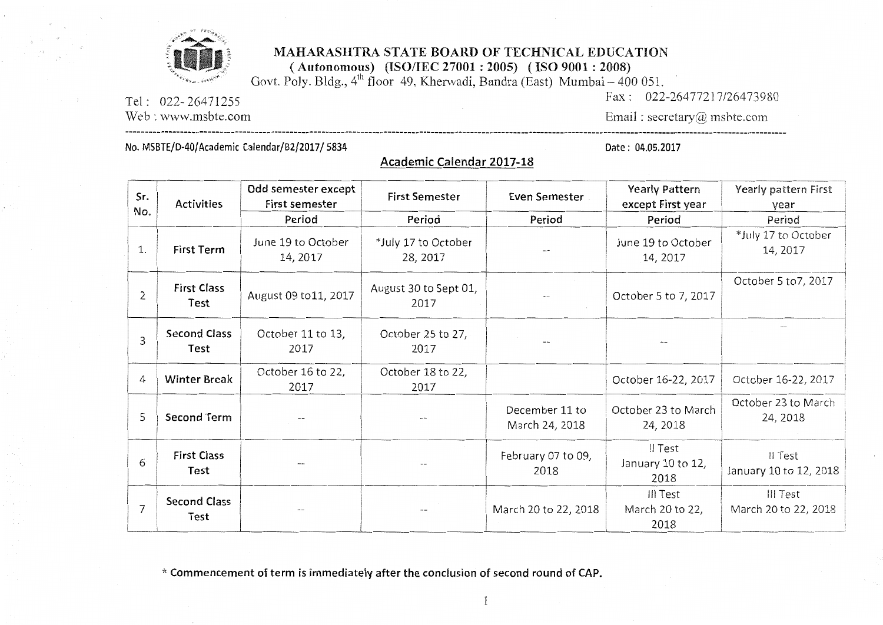# MAHARASHTRA STATE BOARD OF TECHNICAL EDUCATION

**(Autonomous) (ISO/IEC 27001 : 2005) (ISO 9001 : 2008)**

Govt. Poly. Bldg., 4th floor 49, Kherwadi, Bandra (East) Mumbai – 400 051.

Tel : 022- 26471255 Fax : 022-26477217/26473980

Web : www.msbte.com Email : secretary@ msbte.com

No. MSBTE/D-40/Academic Calendar/B2/2017/ 5834 Date : 04.05.2017

## Academic Calendar 2017-18

| Sr. No. | Activities | Odd semester except First semester | First Semester | Even Semester | Yearly Pattern except First year | Yearly pattern First year |
|---|---|---|---|---|---|---|
| | | Period | Period | Period | Period | Period |
| 1. | First Term | June 19 to October 14, 2017 | *July 17 to October 28, 2017 | -- | June 19 to October 14, 2017 | *July 17 to October 14, 2017 |
| 2 | First Class Test | August 09 to11, 2017 | August 30 to Sept 01, 2017 | -- | October 5 to 7, 2017 | October 5 to7, 2017 |
| 3 | Second Class Test | October 11 to 13, 2017 | October 25 to 27, 2017 | -- | -- | -- |
| 4 | Winter Break | October 16 to 22, 2017 | October 18 to 22, 2017 | | October 16-22, 2017 | October 16-22, 2017 |
| 5 | Second Term | -- | -- | December 11 to March 24, 2018 | October 23 to March 24, 2018 | October 23 to March 24, 2018 |
| 6 | First Class Test | -- | -- | February 07 to 09, 2018 | II Test January 10 to 12, 2018 | II Test January 10 to 12, 2018 |
| 7 | Second Class Test | -- | -- | March 20 to 22, 2018 | III Test March 20 to 22, 2018 | III Test March 20 to 22, 2018 |

**\* Commencement of term is immediately after the conclusion of second round of CAP.**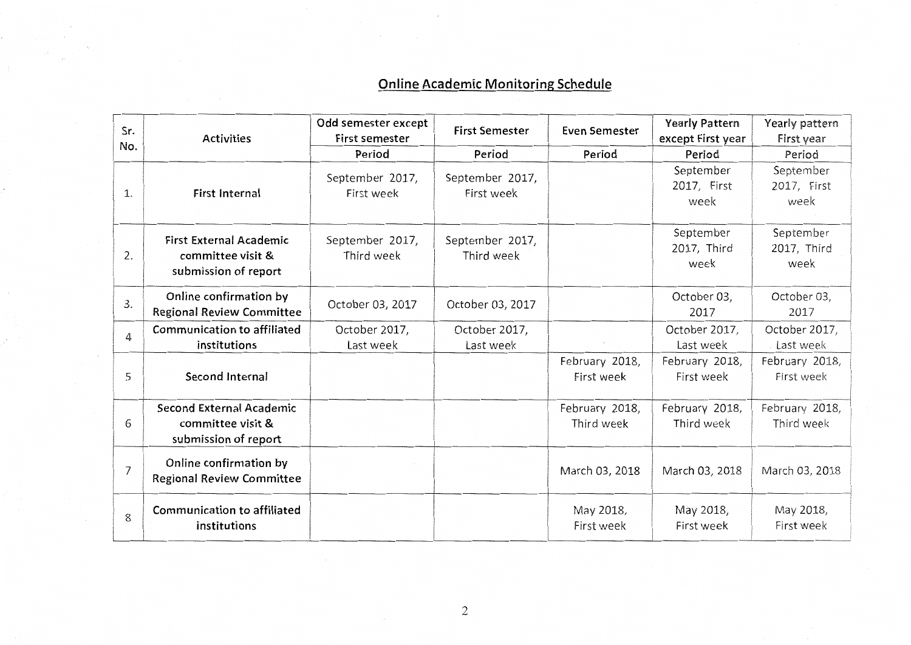## Online Academic Monitoring Schedule

| Sr. No. | Activities | Odd semester except First semester | First Semester | Even Semester | Yearly Pattern except First year | Yearly pattern First year |
|---|---|---|---|---|---|---|
| | | Period | Period | Period | Period | Period |
| 1. | First Internal | September 2017, First week | September 2017, First week | | September 2017, First week | September 2017, First week |
| 2. | First External Academic committee visit & submission of report | September 2017, Third week | September 2017, Third week | | September 2017, Third week | September 2017, Third week |
| 3. | Online confirmation by Regional Review Committee | October 03, 2017 | October 03, 2017 | | October 03, 2017 | October 03, 2017 |
| 4 | Communication to affiliated institutions | October 2017, Last week | October 2017, Last week | | October 2017, Last week | October 2017, Last week |
| 5 | Second Internal | | | February 2018, First week | February 2018, First week | February 2018, First week |
| 6 | Second External Academic committee visit & submission of report | | | February 2018, Third week | February 2018, Third week | February 2018, Third week |
| 7 | Online confirmation by Regional Review Committee | | | March 03, 2018 | March 03, 2018 | March 03, 2018 |
| 8 | Communication to affiliated institutions | | | May 2018, First week | May 2018, First week | May 2018, First week |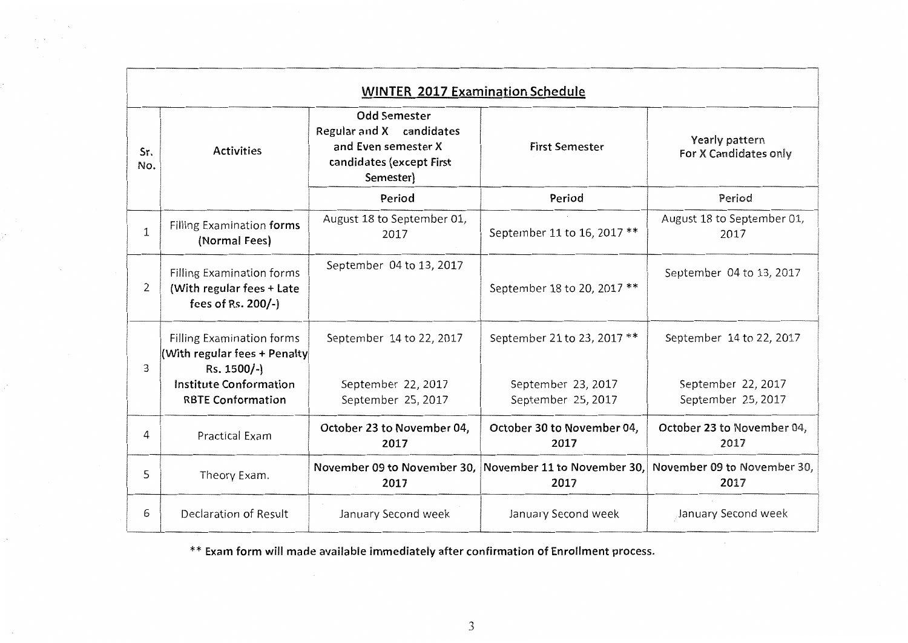## WINTER 2017 Examination Schedule

| Sr. No. | Activities | Odd Semester Regular and X candidates and Even semester X candidates (except First Semester) | First Semester | Yearly pattern For X Candidates only |
|---|---|---|---|---|
| | | Period | Period | Period |
| 1 | Filling Examination forms (Normal Fees) | August 18 to September 01, 2017 | September 11 to 16, 2017 ** | August 18 to September 01, 2017 |
| 2 | Filling Examination forms (With regular fees + Late fees of Rs. 200/-) | September 04 to 13, 2017 | September 18 to 20, 2017 ** | September 04 to 13, 2017 |
| 3 | Filling Examination forms (With regular fees + Penalty Rs. 1500/-)<br>Institute Conformation<br>RBTE Conformation | September 14 to 22, 2017<br>September 22, 2017<br>September 25, 2017 | September 21 to 23, 2017 **<br>September 23, 2017<br>September 25, 2017 | September 14 to 22, 2017<br>September 22, 2017<br>September 25, 2017 |
| 4 | Practical Exam | **October 23 to November 04, 2017** | **October 30 to November 04, 2017** | **October 23 to November 04, 2017** |
| 5 | Theory Exam. | **November 09 to November 30, 2017** | **November 11 to November 30, 2017** | **November 09 to November 30, 2017** |
| 6 | Declaration of Result | January Second week | January Second week | January Second week |

**** Exam form will made available immediately after confirmation of Enrollment process.**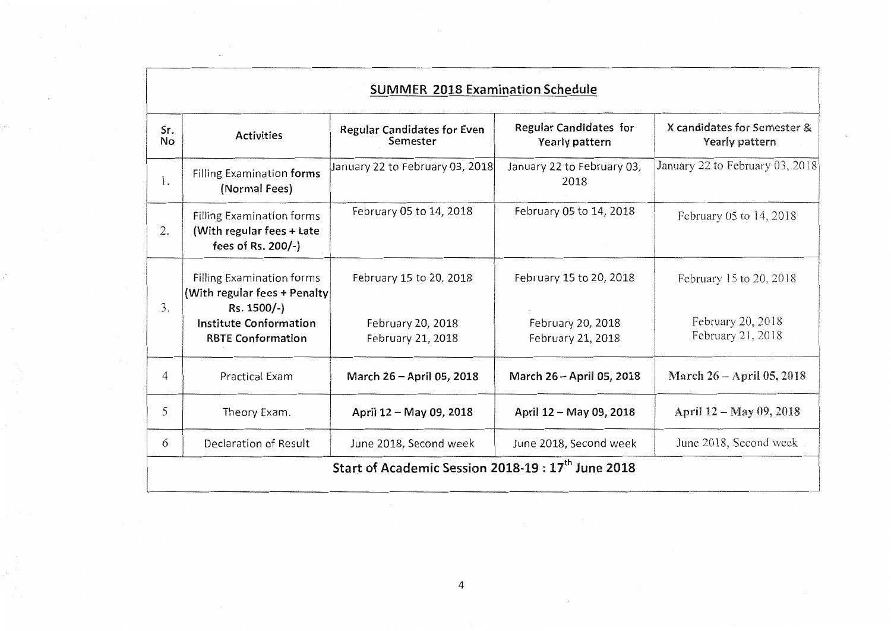## SUMMER 2018 Examination Schedule

| Sr. No | Activities | Regular Candidates for Even Semester | Regular Candidates for Yearly pattern | X candidates for Semester & Yearly pattern |
|---|---|---|---|---|
| 1. | Filling Examination **forms** (Normal Fees) | January 22 to February 03, 2018 | January 22 to February 03, 2018 | January 22 to February 03, 2018 |
| 2. | Filling Examination forms (With regular fees + Late fees of Rs. 200/-) | February 05 to 14, 2018 | February 05 to 14, 2018 | February 05 to 14, 2018 |
| 3. | Filling Examination forms (With regular fees + Penalty Rs. 1500/-)<br>**Institute Conformation**<br>**RBTE Conformation** | February 15 to 20, 2018<br>February 20, 2018<br>February 21, 2018 | February 15 to 20, 2018<br>February 20, 2018<br>February 21, 2018 | February 15 to 20, 2018<br>February 20, 2018<br>February 21, 2018 |
| 4 | Practical Exam | **March 26 – April 05, 2018** | **March 26 – April 05, 2018** | **March 26 – April 05, 2018** |
| 5 | Theory Exam. | **April 12 – May 09, 2018** | **April 12 – May 09, 2018** | **April 12 – May 09, 2018** |
| 6 | Declaration of Result | June 2018, Second week | June 2018, Second week | June 2018, Second week |

**Start of Academic Session 2018-19 : 17th June 2018**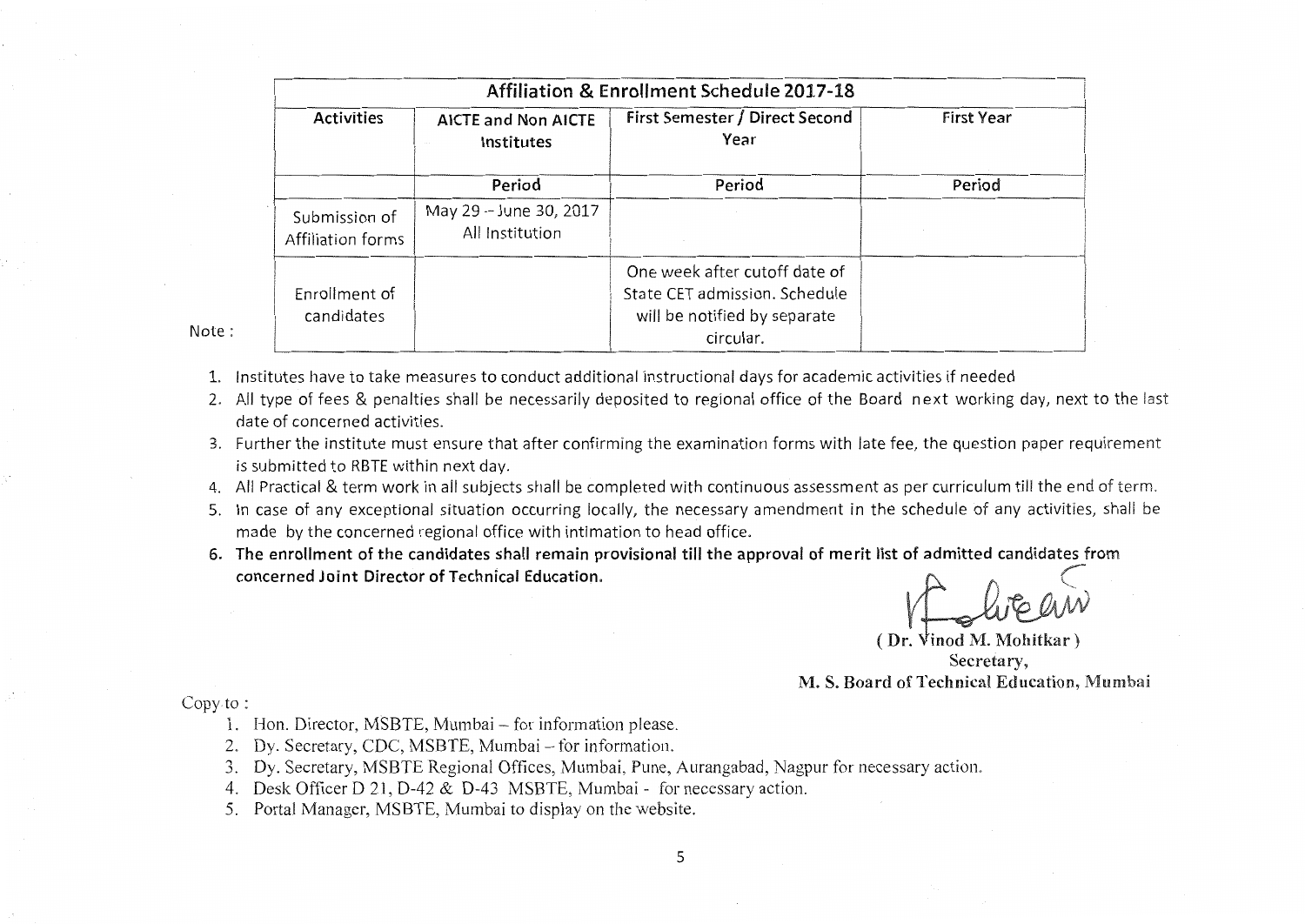| Affiliation & Enrollment Schedule 2017-18 | | | |
|---|---|---|---|
| Activities | AICTE and Non AICTE Institutes | First Semester / Direct Second Year | First Year |
| | Period | Period | Period |
| Submission of Affiliation forms | May 29 -- June 30, 2017 All Institution | | |
| Enrollment of candidates | | One week after cutoff date of State CET admission. Schedule will be notified by separate circular. | |

Note :

1. Institutes have to take measures to conduct additional instructional days for academic activities if needed
2. All type of fees & penalties shall be necessarily deposited to regional office of the Board next working day, next to the last date of concerned activities.
3. Further the institute must ensure that after confirming the examination forms with late fee, the question paper requirement is submitted to RBTE within next day.
4. All Practical & term work in all subjects shall be completed with continuous assessment as per curriculum till the end of term.
5. In case of any exceptional situation occurring locally, the necessary amendment in the schedule of any activities, shall be made by the concerned regional office with intimation to head office.
6. **The enrollment of the candidates shall remain provisional till the approval of merit list of admitted candidates from concerned Joint Director of Technical Education.**

( Dr. Vinod M. Mohitkar )
Secretary,
M. S. Board of Technical Education, Mumbai

Copy to :

1. Hon. Director, MSBTE, Mumbai – for information please.
2. Dy. Secretary, CDC, MSBTE, Mumbai – for information.
3. Dy. Secretary, MSBTE Regional Offices, Mumbai, Pune, Aurangabad, Nagpur for necessary action.
4. Desk Officer D 21, D-42 & D-43 MSBTE, Mumbai - for necessary action.
5. Portal Manager, MSBTE, Mumbai to display on the website.